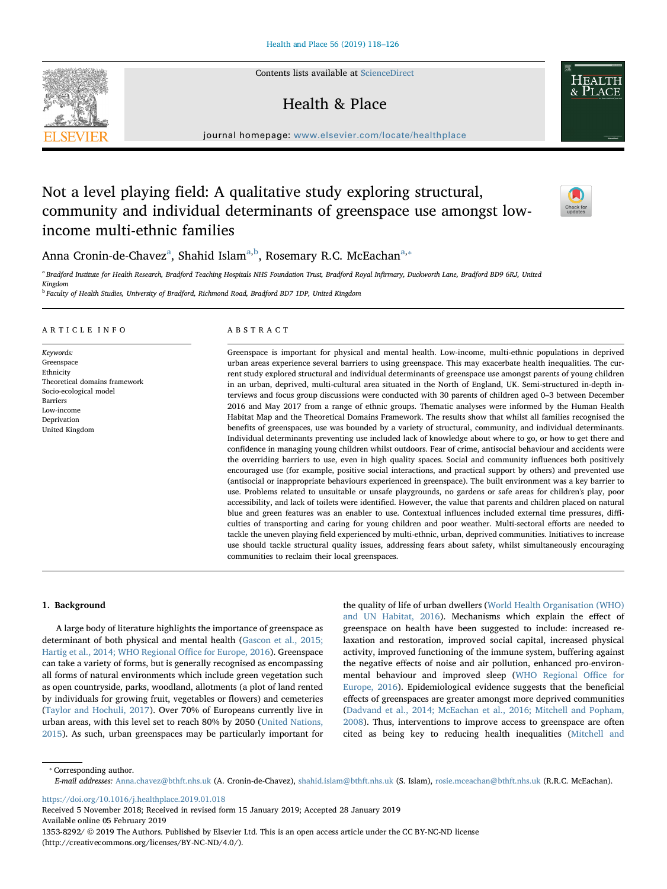# Not a level playing field: A qualitative study exploring structural, community and individual determinants of greenspace use amongst low-income multi-ethnic families

Anna Cronin-de-Chavez[a], Shahid Islam[a,b], Rosemary R.C. McEachan[a,*]

[a] Bradford Institute for Health Research, Bradford Teaching Hospitals NHS Foundation Trust, Bradford Royal Infirmary, Duckworth Lane, Bradford BD9 6RJ, United Kingdom

[b] Faculty of Health Studies, University of Bradford, Richmond Road, Bradford BD7 1DP, United Kingdom

**ARTICLE INFO**

*Keywords:*
Greenspace
Ethnicity
Theoretical domains framework
Socio-ecological model
Barriers
Low-income
Deprivation
United Kingdom

**ABSTRACT**

Greenspace is important for physical and mental health. Low-income, multi-ethnic populations in deprived urban areas experience several barriers to using greenspace. This may exacerbate health inequalities. The current study explored structural and individual determinants of greenspace use amongst parents of young children in an urban, deprived, multi-cultural area situated in the North of England, UK. Semi-structured in-depth interviews and focus group discussions were conducted with 30 parents of children aged 0–3 between December 2016 and May 2017 from a range of ethnic groups. Thematic analyses were informed by the Human Health Habitat Map and the Theoretical Domains Framework. The results show that whilst all families recognised the benefits of greenspaces, use was bounded by a variety of structural, community, and individual determinants. Individual determinants preventing use included lack of knowledge about where to go, or how to get there and confidence in managing young children whilst outdoors. Fear of crime, antisocial behaviour and accidents were the overriding barriers to use, even in high quality spaces. Social and community influences both positively encouraged use (for example, positive social interactions, and practical support by others) and prevented use (antisocial or inappropriate behaviours experienced in greenspace). The built environment was a key barrier to use. Problems related to unsuitable or unsafe playgrounds, no gardens or safe areas for children's play, poor accessibility, and lack of toilets were identified. However, the value that parents and children placed on natural blue and green features was an enabler to use. Contextual influences included external time pressures, difficulties of transporting and caring for young children and poor weather. Multi-sectoral efforts are needed to tackle the uneven playing field experienced by multi-ethnic, urban, deprived communities. Initiatives to increase use should tackle structural quality issues, addressing fears about safety, whilst simultaneously encouraging communities to reclaim their local greenspaces.

## 1. Background

A large body of literature highlights the importance of greenspace as determinant of both physical and mental health (Gascon et al., 2015; Hartig et al., 2014; WHO Regional Office for Europe, 2016). Greenspace can take a variety of forms, but is generally recognised as encompassing all forms of natural environments which include green vegetation such as open countryside, parks, woodland, allotments (a plot of land rented by individuals for growing fruit, vegetables or flowers) and cemeteries (Taylor and Hochuli, 2017). Over 70% of Europeans currently live in urban areas, with this level set to reach 80% by 2050 (United Nations, 2015). As such, urban greenspaces may be particularly important for the quality of life of urban dwellers (World Health Organisation (WHO) and UN Habitat, 2016). Mechanisms which explain the effect of greenspace on health have been suggested to include: increased relaxation and restoration, improved social capital, increased physical activity, improved functioning of the immune system, buffering against the negative effects of noise and air pollution, enhanced pro-environmental behaviour and improved sleep (WHO Regional Office for Europe, 2016). Epidemiological evidence suggests that the beneficial effects of greenspaces are greater amongst more deprived communities (Dadvand et al., 2014; McEachan et al., 2016; Mitchell and Popham, 2008). Thus, interventions to improve access to greenspace are often cited as being key to reducing health inequalities (Mitchell and

* Corresponding author.
*E-mail addresses:* Anna.chavez@bthft.nhs.uk (A. Cronin-de-Chavez), shahid.islam@bthft.nhs.uk (S. Islam), rosie.mceachan@bthft.nhs.uk (R.R.C. McEachan).

https://doi.org/10.1016/j.healthplace.2019.01.018
Received 5 November 2018; Received in revised form 15 January 2019; Accepted 28 January 2019
Available online 05 February 2019
1353-8292/ © 2019 The Authors. Published by Elsevier Ltd. This is an open access article under the CC BY-NC-ND license (http://creativecommons.org/licenses/BY-NC-ND/4.0/).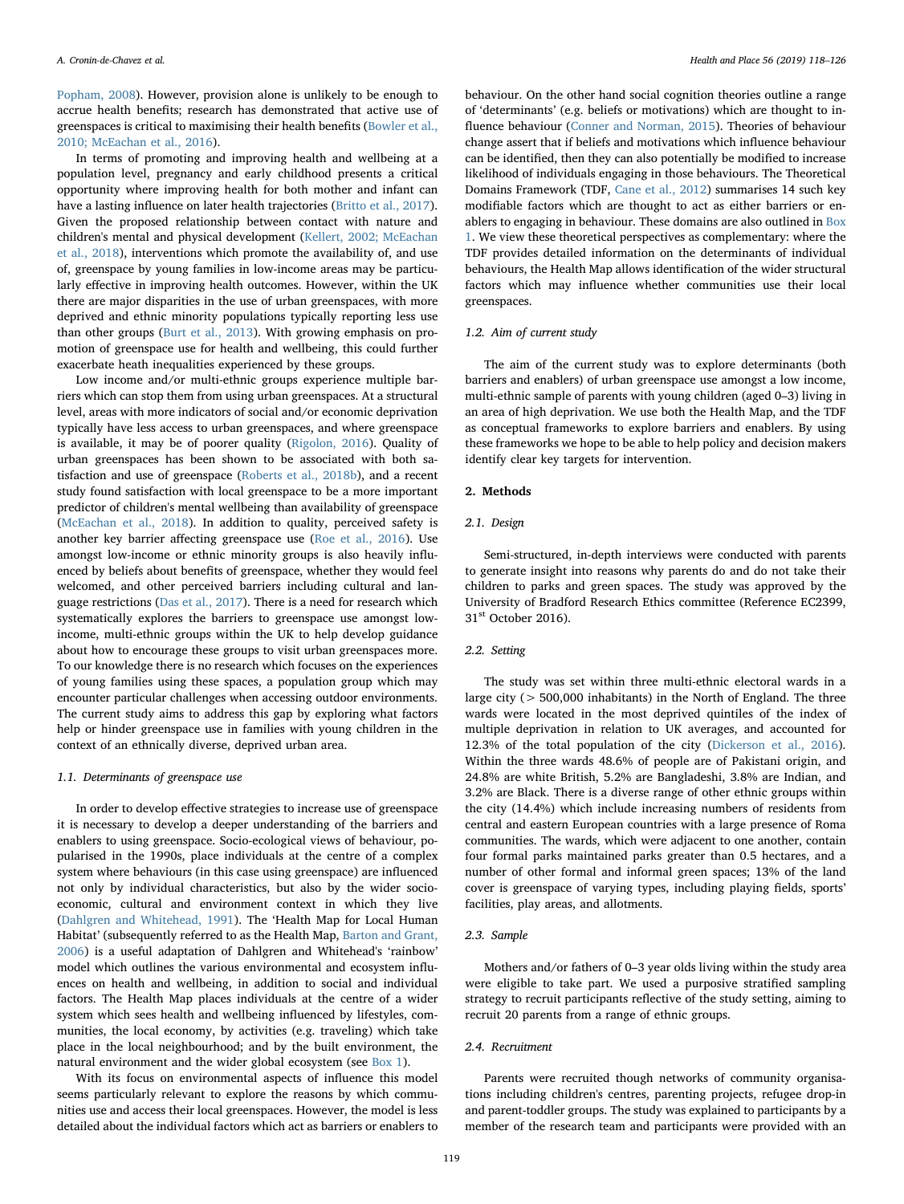Popham, 2008). However, provision alone is unlikely to be enough to accrue health benefits; research has demonstrated that active use of greenspaces is critical to maximising their health benefits (Bowler et al., 2010; McEachan et al., 2016).

In terms of promoting and improving health and wellbeing at a population level, pregnancy and early childhood presents a critical opportunity where improving health for both mother and infant can have a lasting influence on later health trajectories (Britto et al., 2017). Given the proposed relationship between contact with nature and children's mental and physical development (Kellert, 2002; McEachan et al., 2018), interventions which promote the availability of, and use of, greenspace by young families in low-income areas may be particularly effective in improving health outcomes. However, within the UK there are major disparities in the use of urban greenspaces, with more deprived and ethnic minority populations typically reporting less use than other groups (Burt et al., 2013). With growing emphasis on promotion of greenspace use for health and wellbeing, this could further exacerbate heath inequalities experienced by these groups.

Low income and/or multi-ethnic groups experience multiple barriers which can stop them from using urban greenspaces. At a structural level, areas with more indicators of social and/or economic deprivation typically have less access to urban greenspaces, and where greenspace is available, it may be of poorer quality (Rigolon, 2016). Quality of urban greenspaces has been shown to be associated with both satisfaction and use of greenspace (Roberts et al., 2018b), and a recent study found satisfaction with local greenspace to be a more important predictor of children's mental wellbeing than availability of greenspace (McEachan et al., 2018). In addition to quality, perceived safety is another key barrier affecting greenspace use (Roe et al., 2016). Use amongst low-income or ethnic minority groups is also heavily influenced by beliefs about benefits of greenspace, whether they would feel welcomed, and other perceived barriers including cultural and language restrictions (Das et al., 2017). There is a need for research which systematically explores the barriers to greenspace use amongst low-income, multi-ethnic groups within the UK to help develop guidance about how to encourage these groups to visit urban greenspaces more. To our knowledge there is no research which focuses on the experiences of young families using these spaces, a population group which may encounter particular challenges when accessing outdoor environments. The current study aims to address this gap by exploring what factors help or hinder greenspace use in families with young children in the context of an ethnically diverse, deprived urban area.

### 1.1. Determinants of greenspace use

In order to develop effective strategies to increase use of greenspace it is necessary to develop a deeper understanding of the barriers and enablers to using greenspace. Socio-ecological views of behaviour, popularised in the 1990s, place individuals at the centre of a complex system where behaviours (in this case using greenspace) are influenced not only by individual characteristics, but also by the wider socio-economic, cultural and environment context in which they live (Dahlgren and Whitehead, 1991). The 'Health Map for Local Human Habitat' (subsequently referred to as the Health Map, Barton and Grant, 2006) is a useful adaptation of Dahlgren and Whitehead's 'rainbow' model which outlines the various environmental and ecosystem influences on health and wellbeing, in addition to social and individual factors. The Health Map places individuals at the centre of a wider system which sees health and wellbeing influenced by lifestyles, communities, the local economy, by activities (e.g. traveling) which take place in the local neighbourhood; and by the built environment, the natural environment and the wider global ecosystem (see Box 1).

With its focus on environmental aspects of influence this model seems particularly relevant to explore the reasons by which communities use and access their local greenspaces. However, the model is less detailed about the individual factors which act as barriers or enablers to behaviour. On the other hand social cognition theories outline a range of 'determinants' (e.g. beliefs or motivations) which are thought to influence behaviour (Conner and Norman, 2015). Theories of behaviour change assert that if beliefs and motivations which influence behaviour can be identified, then they can also potentially be modified to increase likelihood of individuals engaging in those behaviours. The Theoretical Domains Framework (TDF, Cane et al., 2012) summarises 14 such key modifiable factors which are thought to act as either barriers or enablers to engaging in behaviour. These domains are also outlined in Box 1. We view these theoretical perspectives as complementary: where the TDF provides detailed information on the determinants of individual behaviours, the Health Map allows identification of the wider structural factors which may influence whether communities use their local greenspaces.

### 1.2. Aim of current study

The aim of the current study was to explore determinants (both barriers and enablers) of urban greenspace use amongst a low income, multi-ethnic sample of parents with young children (aged 0–3) living in an area of high deprivation. We use both the Health Map, and the TDF as conceptual frameworks to explore barriers and enablers. By using these frameworks we hope to be able to help policy and decision makers identify clear key targets for intervention.

## 2. Methods

### 2.1. Design

Semi-structured, in-depth interviews were conducted with parents to generate insight into reasons why parents do and do not take their children to parks and green spaces. The study was approved by the University of Bradford Research Ethics committee (Reference EC2399, 31st October 2016).

### 2.2. Setting

The study was set within three multi-ethnic electoral wards in a large city (> 500,000 inhabitants) in the North of England. The three wards were located in the most deprived quintiles of the index of multiple deprivation in relation to UK averages, and accounted for 12.3% of the total population of the city (Dickerson et al., 2016). Within the three wards 48.6% of people are of Pakistani origin, and 24.8% are white British, 5.2% are Bangladeshi, 3.8% are Indian, and 3.2% are Black. There is a diverse range of other ethnic groups within the city (14.4%) which include increasing numbers of residents from central and eastern European countries with a large presence of Roma communities. The wards, which were adjacent to one another, contain four formal parks maintained parks greater than 0.5 hectares, and a number of other formal and informal green spaces; 13% of the land cover is greenspace of varying types, including playing fields, sports' facilities, play areas, and allotments.

### 2.3. Sample

Mothers and/or fathers of 0–3 year olds living within the study area were eligible to take part. We used a purposive stratified sampling strategy to recruit participants reflective of the study setting, aiming to recruit 20 parents from a range of ethnic groups.

### 2.4. Recruitment

Parents were recruited though networks of community organisations including children's centres, parenting projects, refugee drop-in and parent-toddler groups. The study was explained to participants by a member of the research team and participants were provided with an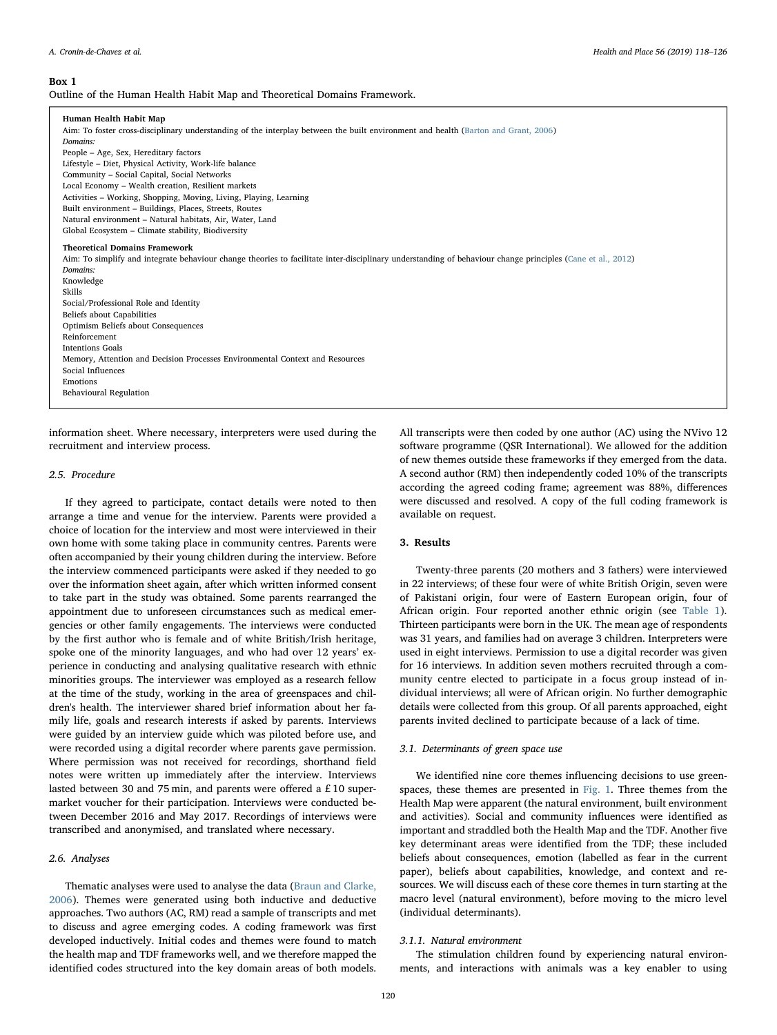**Box 1**

Outline of the Human Health Habit Map and Theoretical Domains Framework.

**Human Health Habit Map**

Aim: To foster cross-disciplinary understanding of the interplay between the built environment and health (Barton and Grant, 2006)

*Domains:*

People – Age, Sex, Hereditary factors
Lifestyle – Diet, Physical Activity, Work-life balance
Community – Social Capital, Social Networks
Local Economy – Wealth creation, Resilient markets
Activities – Working, Shopping, Moving, Living, Playing, Learning
Built environment – Buildings, Places, Streets, Routes
Natural environment – Natural habitats, Air, Water, Land
Global Ecosystem – Climate stability, Biodiversity

**Theoretical Domains Framework**

Aim: To simplify and integrate behaviour change theories to facilitate inter-disciplinary understanding of behaviour change principles (Cane et al., 2012)

*Domains:*

Knowledge
Skills
Social/Professional Role and Identity
Beliefs about Capabilities
Optimism Beliefs about Consequences
Reinforcement
Intentions Goals
Memory, Attention and Decision Processes Environmental Context and Resources
Social Influences
Emotions
Behavioural Regulation

information sheet. Where necessary, interpreters were used during the recruitment and interview process.

### 2.5. Procedure

If they agreed to participate, contact details were noted to then arrange a time and venue for the interview. Parents were provided a choice of location for the interview and most were interviewed in their own home with some taking place in community centres. Parents were often accompanied by their young children during the interview. Before the interview commenced participants were asked if they needed to go over the information sheet again, after which informed consent to take part in the study was obtained. Some parents rearranged the appointment due to unforeseen circumstances such as medical emergencies or other family engagements. The interviews were conducted by the first author who is female and of white British/Irish heritage, spoke one of the minority languages, and who had over 12 years' experience in conducting and analysing qualitative research with ethnic minorities groups. The interviewer was employed as a research fellow at the time of the study, working in the area of greenspaces and children's health. The interviewer shared brief information about her family life, goals and research interests if asked by parents. Interviews were guided by an interview guide which was piloted before use, and were recorded using a digital recorder where parents gave permission. Where permission was not received for recordings, shorthand field notes were written up immediately after the interview. Interviews lasted between 30 and 75 min, and parents were offered a £10 supermarket voucher for their participation. Interviews were conducted between December 2016 and May 2017. Recordings of interviews were transcribed and anonymised, and translated where necessary.

### 2.6. Analyses

Thematic analyses were used to analyse the data (Braun and Clarke, 2006). Themes were generated using both inductive and deductive approaches. Two authors (AC, RM) read a sample of transcripts and met to discuss and agree emerging codes. A coding framework was first developed inductively. Initial codes and themes were found to match the health map and TDF frameworks well, and we therefore mapped the identified codes structured into the key domain areas of both models. All transcripts were then coded by one author (AC) using the NVivo 12 software programme (QSR International). We allowed for the addition of new themes outside these frameworks if they emerged from the data. A second author (RM) then independently coded 10% of the transcripts according the agreed coding frame; agreement was 88%, differences were discussed and resolved. A copy of the full coding framework is available on request.

## 3. Results

Twenty-three parents (20 mothers and 3 fathers) were interviewed in 22 interviews; of these four were of white British Origin, seven were of Pakistani origin, four were of Eastern European origin, four of African origin. Four reported another ethnic origin (see Table 1). Thirteen participants were born in the UK. The mean age of respondents was 31 years, and families had on average 3 children. Interpreters were used in eight interviews. Permission to use a digital recorder was given for 16 interviews. In addition seven mothers recruited through a community centre elected to participate in a focus group instead of individual interviews; all were of African origin. No further demographic details were collected from this group. Of all parents approached, eight parents invited declined to participate because of a lack of time.

### 3.1. Determinants of green space use

We identified nine core themes influencing decisions to use greenspaces, these themes are presented in Fig. 1. Three themes from the Health Map were apparent (the natural environment, built environment and activities). Social and community influences were identified as important and straddled both the Health Map and the TDF. Another five key determinant areas were identified from the TDF; these included beliefs about consequences, emotion (labelled as fear in the current paper), beliefs about capabilities, knowledge, and context and resources. We will discuss each of these core themes in turn starting at the macro level (natural environment), before moving to the micro level (individual determinants).

#### 3.1.1. Natural environment

The stimulation children found by experiencing natural environments, and interactions with animals was a key enabler to using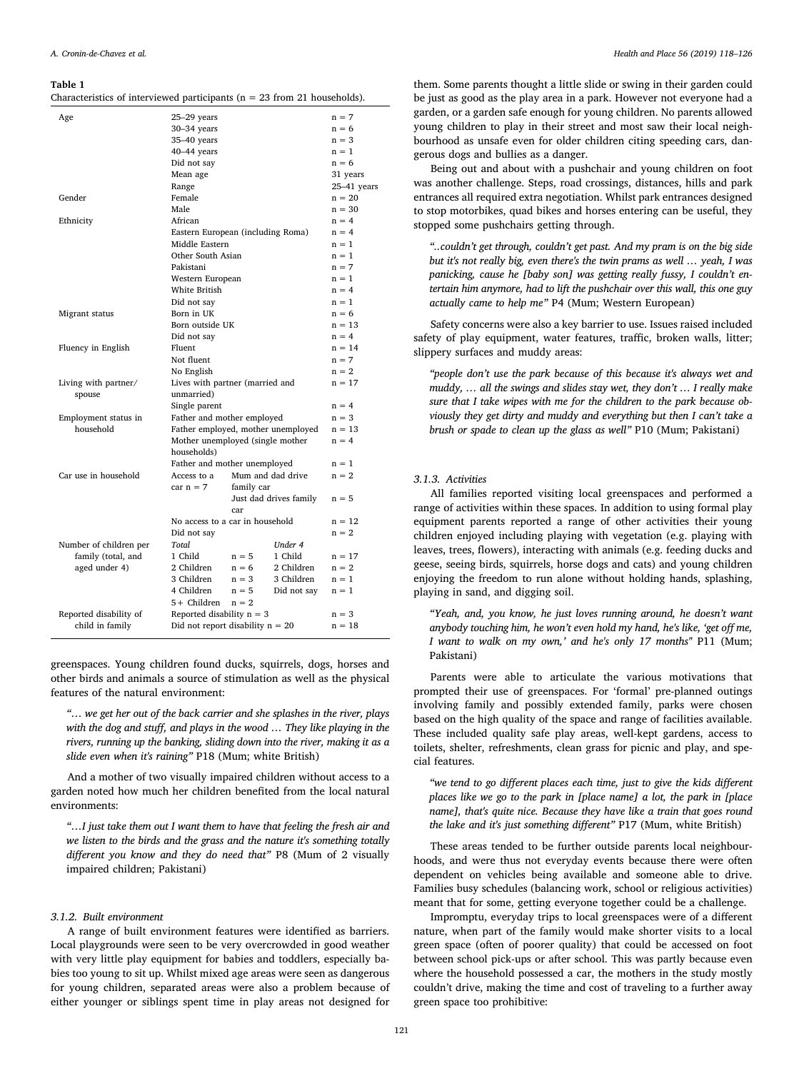**Table 1**
Characteristics of interviewed participants (n = 23 from 21 households).

| | | | | |
|---|---|---|---|---|
| Age | 25–29 years | | | n = 7 |
| | 30–34 years | | | n = 6 |
| | 35–40 years | | | n = 3 |
| | 40–44 years | | | n = 1 |
| | Did not say | | | n = 6 |
| | Mean age | | | 31 years |
| | Range | | | 25–41 years |
| Gender | Female | | | n = 20 |
| | Male | | | n = 30 |
| Ethnicity | African | | | n = 4 |
| | Eastern European (including Roma) | | | n = 4 |
| | Middle Eastern | | | n = 1 |
| | Other South Asian | | | n = 1 |
| | Pakistani | | | n = 7 |
| | Western European | | | n = 1 |
| | White British | | | n = 4 |
| | Did not say | | | n = 1 |
| Migrant status | Born in UK | | | n = 6 |
| | Born outside UK | | | n = 13 |
| | Did not say | | | n = 4 |
| Fluency in English | Fluent | | | n = 14 |
| | Not fluent | | | n = 7 |
| | No English | | | n = 2 |
| Living with partner/ spouse | Lives with partner (married and unmarried) | | | n = 17 |
| | Single parent | | | n = 4 |
| Employment status in household | Father and mother employed | | | n = 3 |
| | Father employed, mother unemployed | | | n = 13 |
| | Mother unemployed (single mother households) | | | n = 4 |
| | Father and mother unemployed | | | n = 1 |
| Car use in household | Access to a car n = 7 | Mum and dad drive family car | | n = 2 |
| | | Just dad drives family car | | n = 5 |
| | No access to a car in household | | | n = 12 |
| | Did not say | | | n = 2 |
| Number of children per family (total, and aged under 4) | *Total* | | *Under 4* | |
| | 1 Child | n = 5 | 1 Child | n = 17 |
| | 2 Children | n = 6 | 2 Children | n = 2 |
| | 3 Children | n = 3 | 3 Children | n = 1 |
| | 4 Children | n = 5 | Did not say | n = 1 |
| | 5+ Children | n = 2 | | |
| Reported disability of child in family | Reported disability n = 3 | | | n = 3 |
| | Did not report disability n = 20 | | | n = 18 |

greenspaces. Young children found ducks, squirrels, dogs, horses and other birds and animals a source of stimulation as well as the physical features of the natural environment:

> *"… we get her out of the back carrier and she splashes in the river, plays with the dog and stuff, and plays in the wood … They like playing in the rivers, running up the banking, sliding down into the river, making it as a slide even when it's raining"* P18 (Mum; white British)

And a mother of two visually impaired children without access to a garden noted how much her children benefited from the local natural environments:

> *"…I just take them out I want them to have that feeling the fresh air and we listen to the birds and the grass and the nature it's something totally different you know and they do need that"* P8 (Mum of 2 visually impaired children; Pakistani)

### 3.1.2. Built environment

A range of built environment features were identified as barriers. Local playgrounds were seen to be very overcrowded in good weather with very little play equipment for babies and toddlers, especially babies too young to sit up. Whilst mixed age areas were seen as dangerous for young children, separated areas were also a problem because of either younger or siblings spent time in play areas not designed for them. Some parents thought a little slide or swing in their garden could be just as good as the play area in a park. However not everyone had a garden, or a garden safe enough for young children. No parents allowed young children to play in their street and most saw their local neighbourhood as unsafe even for older children citing speeding cars, dangerous dogs and bullies as a danger.

Being out and about with a pushchair and young children on foot was another challenge. Steps, road crossings, distances, hills and park entrances all required extra negotiation. Whilst park entrances designed to stop motorbikes, quad bikes and horses entering can be useful, they stopped some pushchairs getting through.

> *"..couldn't get through, couldn't get past. And my pram is on the big side but it's not really big, even there's the twin prams as well … yeah, I was panicking, cause he [baby son] was getting really fussy, I couldn't entertain him anymore, had to lift the pushchair over this wall, this one guy actually came to help me"* P4 (Mum; Western European)

Safety concerns were also a key barrier to use. Issues raised included safety of play equipment, water features, traffic, broken walls, litter; slippery surfaces and muddy areas:

> *"people don't use the park because of this because it's always wet and muddy, … all the swings and slides stay wet, they don't … I really make sure that I take wipes with me for the children to the park because obviously they get dirty and muddy and everything but then I can't take a brush or spade to clean up the glass as well"* P10 (Mum; Pakistani)

### 3.1.3. Activities

All families reported visiting local greenspaces and performed a range of activities within these spaces. In addition to using formal play equipment parents reported a range of other activities their young children enjoyed including playing with vegetation (e.g. playing with leaves, trees, flowers), interacting with animals (e.g. feeding ducks and geese, seeing birds, squirrels, horse dogs and cats) and young children enjoying the freedom to run alone without holding hands, splashing, playing in sand, and digging soil.

> *"Yeah, and, you know, he just loves running around, he doesn't want anybody touching him, he won't even hold my hand, he's like, 'get off me, I want to walk on my own,' and he's only 17 months"* P11 (Mum; Pakistani)

Parents were able to articulate the various motivations that prompted their use of greenspaces. For 'formal' pre-planned outings involving family and possibly extended family, parks were chosen based on the high quality of the space and range of facilities available. These included quality safe play areas, well-kept gardens, access to toilets, shelter, refreshments, clean grass for picnic and play, and special features.

> *"we tend to go different places each time, just to give the kids different places like we go to the park in [place name] a lot, the park in [place name], that's quite nice. Because they have like a train that goes round the lake and it's just something different"* P17 (Mum, white British)

These areas tended to be further outside parents local neighbourhoods, and were thus not everyday events because there were often dependent on vehicles being available and someone able to drive. Families busy schedules (balancing work, school or religious activities) meant that for some, getting everyone together could be a challenge.

Impromptu, everyday trips to local greenspaces were of a different nature, when part of the family would make shorter visits to a local green space (often of poorer quality) that could be accessed on foot between school pick-ups or after school. This was partly because even where the household possessed a car, the mothers in the study mostly couldn't drive, making the time and cost of traveling to a further away green space too prohibitive: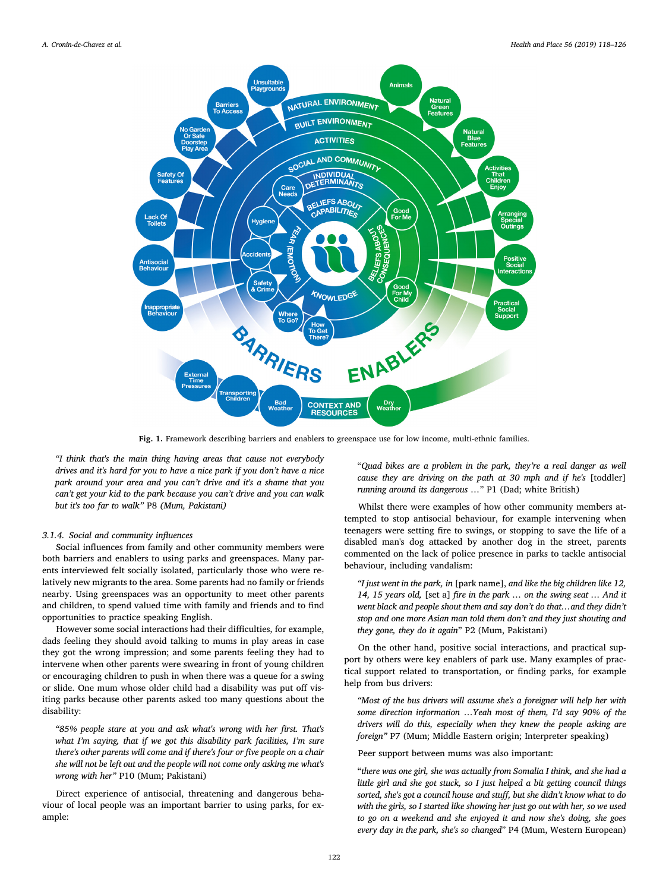Fig. 1. Framework describing barriers and enablers to greenspace use for low income, multi-ethnic families.

> *"I think that's the main thing having areas that cause not everybody drives and it's hard for you to have a nice park if you don't have a nice park around your area and you can't drive and it's a shame that you can't get your kid to the park because you can't drive and you can walk but it's too far to walk"* P8 *(Mum, Pakistani)*

#### 3.1.4. Social and community influences

Social influences from family and other community members were both barriers and enablers to using parks and greenspaces. Many parents interviewed felt socially isolated, particularly those who were relatively new migrants to the area. Some parents had no family or friends nearby. Using greenspaces was an opportunity to meet other parents and children, to spend valued time with family and friends and to find opportunities to practice speaking English.

However some social interactions had their difficulties, for example, dads feeling they should avoid talking to mums in play areas in case they got the wrong impression; and some parents feeling they had to intervene when other parents were swearing in front of young children or encouraging children to push in when there was a queue for a swing or slide. One mum whose older child had a disability was put off visiting parks because other parents asked too many questions about the disability:

> *"85% people stare at you and ask what's wrong with her first. That's what I'm saying, that if we got this disability park facilities, I'm sure there's other parents will come and if there's four or five people on a chair she will not be left out and the people will not come only asking me what's wrong with her"* P10 (Mum; Pakistani)

Direct experience of antisocial, threatening and dangerous behaviour of local people was an important barrier to using parks, for example:

> "*Quad bikes are a problem in the park, they're a real danger as well cause they are driving on the path at 30 mph and if he's* [toddler] *running around its dangerous …*" P1 (Dad; white British)

Whilst there were examples of how other community members attempted to stop antisocial behaviour, for example intervening when teenagers were setting fire to swings, or stopping to save the life of a disabled man's dog attacked by another dog in the street, parents commented on the lack of police presence in parks to tackle antisocial behaviour, including vandalism:

> *"I just went in the park, in* [park name], *and like the big children like 12, 14, 15 years old,* [set a] *fire in the park … on the swing seat … And it went black and people shout them and say don't do that…and they didn't stop and one more Asian man told them don't and they just shouting and they gone, they do it again*" P2 (Mum, Pakistani)

On the other hand, positive social interactions, and practical support by others were key enablers of park use. Many examples of practical support related to transportation, or finding parks, for example help from bus drivers:

> *"Most of the bus drivers will assume she's a foreigner will help her with some direction information …Yeah most of them, I'd say 90% of the drivers will do this, especially when they knew the people asking are foreign"* P7 (Mum; Middle Eastern origin; Interpreter speaking)

Peer support between mums was also important:

> "*there was one girl, she was actually from Somalia I think, and she had a little girl and she got stuck, so I just helped a bit getting council things sorted, she's got a council house and stuff, but she didn't know what to do with the girls, so I started like showing her just go out with her, so we used to go on a weekend and she enjoyed it and now she's doing, she goes every day in the park, she's so changed*" P4 (Mum, Western European)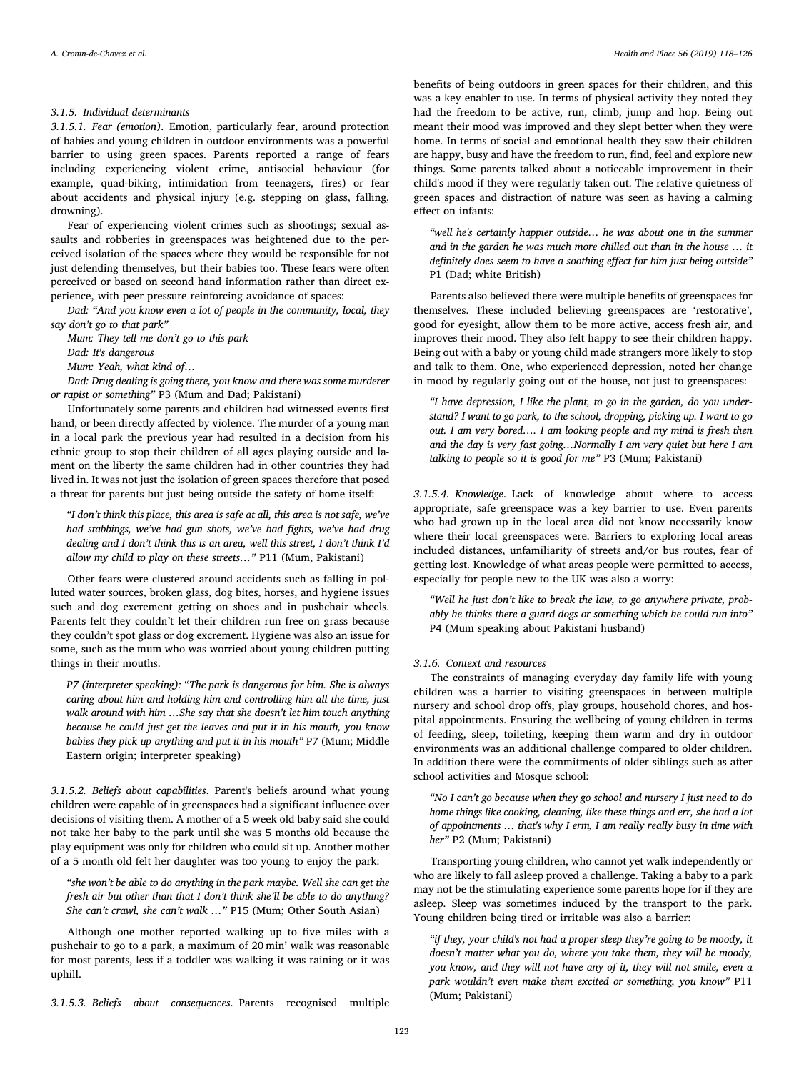#### 3.1.5. Individual determinants

*3.1.5.1. Fear (emotion)*. Emotion, particularly fear, around protection of babies and young children in outdoor environments was a powerful barrier to using green spaces. Parents reported a range of fears including experiencing violent crime, antisocial behaviour (for example, quad-biking, intimidation from teenagers, fires) or fear about accidents and physical injury (e.g. stepping on glass, falling, drowning).

Fear of experiencing violent crimes such as shootings; sexual assaults and robberies in greenspaces was heightened due to the perceived isolation of the spaces where they would be responsible for not just defending themselves, but their babies too. These fears were often perceived or based on second hand information rather than direct experience, with peer pressure reinforcing avoidance of spaces:

*Dad: "And you know even a lot of people in the community, local, they say don't go to that park"*

*Mum: They tell me don't go to this park*

*Dad: It's dangerous*

*Mum: Yeah, what kind of…*

*Dad: Drug dealing is going there, you know and there was some murderer or rapist or something"* P3 (Mum and Dad; Pakistani)

Unfortunately some parents and children had witnessed events first hand, or been directly affected by violence. The murder of a young man in a local park the previous year had resulted in a decision from his ethnic group to stop their children of all ages playing outside and lament on the liberty the same children had in other countries they had lived in. It was not just the isolation of green spaces therefore that posed a threat for parents but just being outside the safety of home itself:

> *"I don't think this place, this area is safe at all, this area is not safe, we've had stabbings, we've had gun shots, we've had fights, we've had drug dealing and I don't think this is an area, well this street, I don't think I'd allow my child to play on these streets…"* P11 (Mum, Pakistani)

Other fears were clustered around accidents such as falling in polluted water sources, broken glass, dog bites, horses, and hygiene issues such and dog excrement getting on shoes and in pushchair wheels. Parents felt they couldn't let their children run free on grass because they couldn't spot glass or dog excrement. Hygiene was also an issue for some, such as the mum who was worried about young children putting things in their mouths.

> *P7 (interpreter speaking):* "*The park is dangerous for him. She is always caring about him and holding him and controlling him all the time, just walk around with him …She say that she doesn't let him touch anything because he could just get the leaves and put it in his mouth, you know babies they pick up anything and put it in his mouth"* P7 (Mum; Middle Eastern origin; interpreter speaking)

*3.1.5.2. Beliefs about capabilities*. Parent's beliefs around what young children were capable of in greenspaces had a significant influence over decisions of visiting them. A mother of a 5 week old baby said she could not take her baby to the park until she was 5 months old because the play equipment was only for children who could sit up. Another mother of a 5 month old felt her daughter was too young to enjoy the park:

> *"she won't be able to do anything in the park maybe. Well she can get the fresh air but other than that I don't think she'll be able to do anything? She can't crawl, she can't walk …"* P15 (Mum; Other South Asian)

Although one mother reported walking up to five miles with a pushchair to go to a park, a maximum of 20 min' walk was reasonable for most parents, less if a toddler was walking it was raining or it was uphill.

*3.1.5.3. Beliefs about consequences*. Parents recognised multiple benefits of being outdoors in green spaces for their children, and this was a key enabler to use. In terms of physical activity they noted they had the freedom to be active, run, climb, jump and hop. Being out meant their mood was improved and they slept better when they were home. In terms of social and emotional health they saw their children are happy, busy and have the freedom to run, find, feel and explore new things. Some parents talked about a noticeable improvement in their child's mood if they were regularly taken out. The relative quietness of green spaces and distraction of nature was seen as having a calming effect on infants:

> *"well he's certainly happier outside… he was about one in the summer and in the garden he was much more chilled out than in the house … it definitely does seem to have a soothing effect for him just being outside"* P1 (Dad; white British)

Parents also believed there were multiple benefits of greenspaces for themselves. These included believing greenspaces are 'restorative', good for eyesight, allow them to be more active, access fresh air, and improves their mood. They also felt happy to see their children happy. Being out with a baby or young child made strangers more likely to stop and talk to them. One, who experienced depression, noted her change in mood by regularly going out of the house, not just to greenspaces:

> *"I have depression, I like the plant, to go in the garden, do you understand? I want to go park, to the school, dropping, picking up. I want to go out. I am very bored…. I am looking people and my mind is fresh then and the day is very fast going…Normally I am very quiet but here I am talking to people so it is good for me"* P3 (Mum; Pakistani)

*3.1.5.4. Knowledge*. Lack of knowledge about where to access appropriate, safe greenspace was a key barrier to use. Even parents who had grown up in the local area did not know necessarily know where their local greenspaces were. Barriers to exploring local areas included distances, unfamiliarity of streets and/or bus routes, fear of getting lost. Knowledge of what areas people were permitted to access, especially for people new to the UK was also a worry:

> *"Well he just don't like to break the law, to go anywhere private, probably he thinks there a guard dogs or something which he could run into"* P4 (Mum speaking about Pakistani husband)

#### 3.1.6. Context and resources

The constraints of managing everyday day family life with young children was a barrier to visiting greenspaces in between multiple nursery and school drop offs, play groups, household chores, and hospital appointments. Ensuring the wellbeing of young children in terms of feeding, sleep, toileting, keeping them warm and dry in outdoor environments was an additional challenge compared to older children. In addition there were the commitments of older siblings such as after school activities and Mosque school:

> *"No I can't go because when they go school and nursery I just need to do home things like cooking, cleaning, like these things and err, she had a lot of appointments … that's why I erm, I am really really busy in time with her"* P2 (Mum; Pakistani)

Transporting young children, who cannot yet walk independently or who are likely to fall asleep proved a challenge. Taking a baby to a park may not be the stimulating experience some parents hope for if they are asleep. Sleep was sometimes induced by the transport to the park. Young children being tired or irritable was also a barrier:

> *"if they, your child's not had a proper sleep they're going to be moody, it doesn't matter what you do, where you take them, they will be moody, you know, and they will not have any of it, they will not smile, even a park wouldn't even make them excited or something, you know"* P11 (Mum; Pakistani)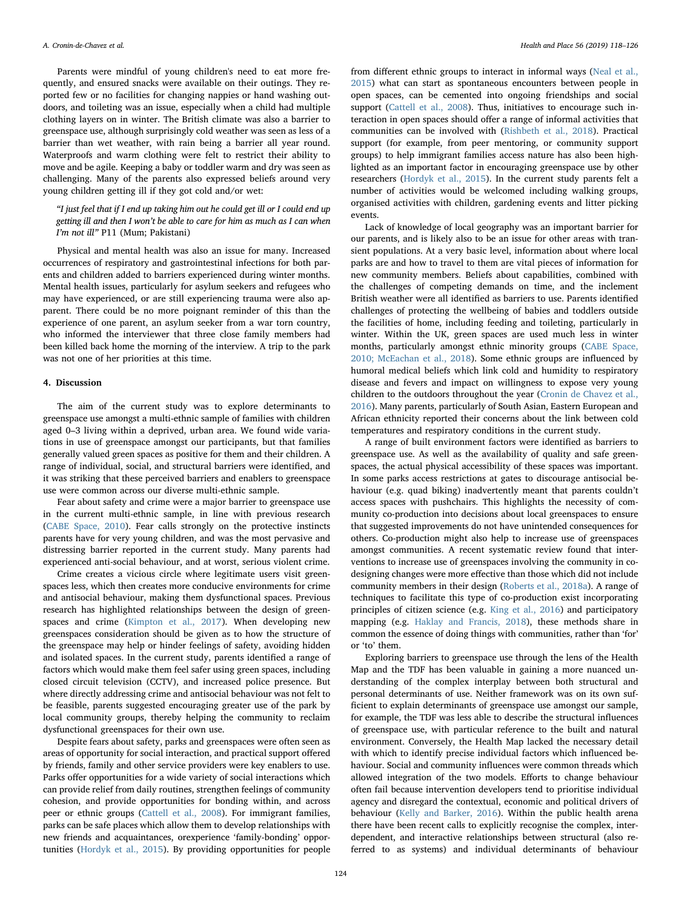Parents were mindful of young children's need to eat more frequently, and ensured snacks were available on their outings. They reported few or no facilities for changing nappies or hand washing outdoors, and toileting was an issue, especially when a child had multiple clothing layers on in winter. The British climate was also a barrier to greenspace use, although surprisingly cold weather was seen as less of a barrier than wet weather, with rain being a barrier all year round. Waterproofs and warm clothing were felt to restrict their ability to move and be agile. Keeping a baby or toddler warm and dry was seen as challenging. Many of the parents also expressed beliefs around very young children getting ill if they got cold and/or wet:

*"I just feel that if I end up taking him out he could get ill or I could end up getting ill and then I won't be able to care for him as much as I can when I'm not ill"* P11 (Mum; Pakistani)

Physical and mental health was also an issue for many. Increased occurrences of respiratory and gastrointestinal infections for both parents and children added to barriers experienced during winter months. Mental health issues, particularly for asylum seekers and refugees who may have experienced, or are still experiencing trauma were also apparent. There could be no more poignant reminder of this than the experience of one parent, an asylum seeker from a war torn country, who informed the interviewer that three close family members had been killed back home the morning of the interview. A trip to the park was not one of her priorities at this time.

## 4. Discussion

The aim of the current study was to explore determinants to greenspace use amongst a multi-ethnic sample of families with children aged 0–3 living within a deprived, urban area. We found wide variations in use of greenspace amongst our participants, but that families generally valued green spaces as positive for them and their children. A range of individual, social, and structural barriers were identified, and it was striking that these perceived barriers and enablers to greenspace use were common across our diverse multi-ethnic sample.

Fear about safety and crime were a major barrier to greenspace use in the current multi-ethnic sample, in line with previous research (CABE Space, 2010). Fear calls strongly on the protective instincts parents have for very young children, and was the most pervasive and distressing barrier reported in the current study. Many parents had experienced anti-social behaviour, and at worst, serious violent crime.

Crime creates a vicious circle where legitimate users visit greenspaces less, which then creates more conducive environments for crime and antisocial behaviour, making them dysfunctional spaces. Previous research has highlighted relationships between the design of greenspaces and crime (Kimpton et al., 2017). When developing new greenspaces consideration should be given as to how the structure of the greenspace may help or hinder feelings of safety, avoiding hidden and isolated spaces. In the current study, parents identified a range of factors which would make them feel safer using green spaces, including closed circuit television (CCTV), and increased police presence. But where directly addressing crime and antisocial behaviour was not felt to be feasible, parents suggested encouraging greater use of the park by local community groups, thereby helping the community to reclaim dysfunctional greenspaces for their own use.

Despite fears about safety, parks and greenspaces were often seen as areas of opportunity for social interaction, and practical support offered by friends, family and other service providers were key enablers to use. Parks offer opportunities for a wide variety of social interactions which can provide relief from daily routines, strengthen feelings of community cohesion, and provide opportunities for bonding within, and across peer or ethnic groups (Cattell et al., 2008). For immigrant families, parks can be safe places which allow them to develop relationships with new friends and acquaintances, orexperience 'family-bonding' opportunities (Hordyk et al., 2015). By providing opportunities for people from different ethnic groups to interact in informal ways (Neal et al., 2015) what can start as spontaneous encounters between people in open spaces, can be cemented into ongoing friendships and social support (Cattell et al., 2008). Thus, initiatives to encourage such interaction in open spaces should offer a range of informal activities that communities can be involved with (Rishbeth et al., 2018). Practical support (for example, from peer mentoring, or community support groups) to help immigrant families access nature has also been highlighted as an important factor in encouraging greenspace use by other researchers (Hordyk et al., 2015). In the current study parents felt a number of activities would be welcomed including walking groups, organised activities with children, gardening events and litter picking events.

Lack of knowledge of local geography was an important barrier for our parents, and is likely also to be an issue for other areas with transient populations. At a very basic level, information about where local parks are and how to travel to them are vital pieces of information for new community members. Beliefs about capabilities, combined with the challenges of competing demands on time, and the inclement British weather were all identified as barriers to use. Parents identified challenges of protecting the wellbeing of babies and toddlers outside the facilities of home, including feeding and toileting, particularly in winter. Within the UK, green spaces are used much less in winter months, particularly amongst ethnic minority groups (CABE Space, 2010; McEachan et al., 2018). Some ethnic groups are influenced by humoral medical beliefs which link cold and humidity to respiratory disease and fevers and impact on willingness to expose very young children to the outdoors throughout the year (Cronin de Chavez et al., 2016). Many parents, particularly of South Asian, Eastern European and African ethnicity reported their concerns about the link between cold temperatures and respiratory conditions in the current study.

A range of built environment factors were identified as barriers to greenspace use. As well as the availability of quality and safe greenspaces, the actual physical accessibility of these spaces was important. In some parks access restrictions at gates to discourage antisocial behaviour (e.g. quad biking) inadvertently meant that parents couldn't access spaces with pushchairs. This highlights the necessity of community co-production into decisions about local greenspaces to ensure that suggested improvements do not have unintended consequences for others. Co-production might also help to increase use of greenspaces amongst communities. A recent systematic review found that interventions to increase use of greenspaces involving the community in co-designing changes were more effective than those which did not include community members in their design (Roberts et al., 2018a). A range of techniques to facilitate this type of co-production exist incorporating principles of citizen science (e.g. King et al., 2016) and participatory mapping (e.g. Haklay and Francis, 2018), these methods share in common the essence of doing things with communities, rather than 'for' or 'to' them.

Exploring barriers to greenspace use through the lens of the Health Map and the TDF has been valuable in gaining a more nuanced understanding of the complex interplay between both structural and personal determinants of use. Neither framework was on its own sufficient to explain determinants of greenspace use amongst our sample, for example, the TDF was less able to describe the structural influences of greenspace use, with particular reference to the built and natural environment. Conversely, the Health Map lacked the necessary detail with which to identify precise individual factors which influenced behaviour. Social and community influences were common threads which allowed integration of the two models. Efforts to change behaviour often fail because intervention developers tend to prioritise individual agency and disregard the contextual, economic and political drivers of behaviour (Kelly and Barker, 2016). Within the public health arena there have been recent calls to explicitly recognise the complex, interdependent, and interactive relationships between structural (also referred to as systems) and individual determinants of behaviour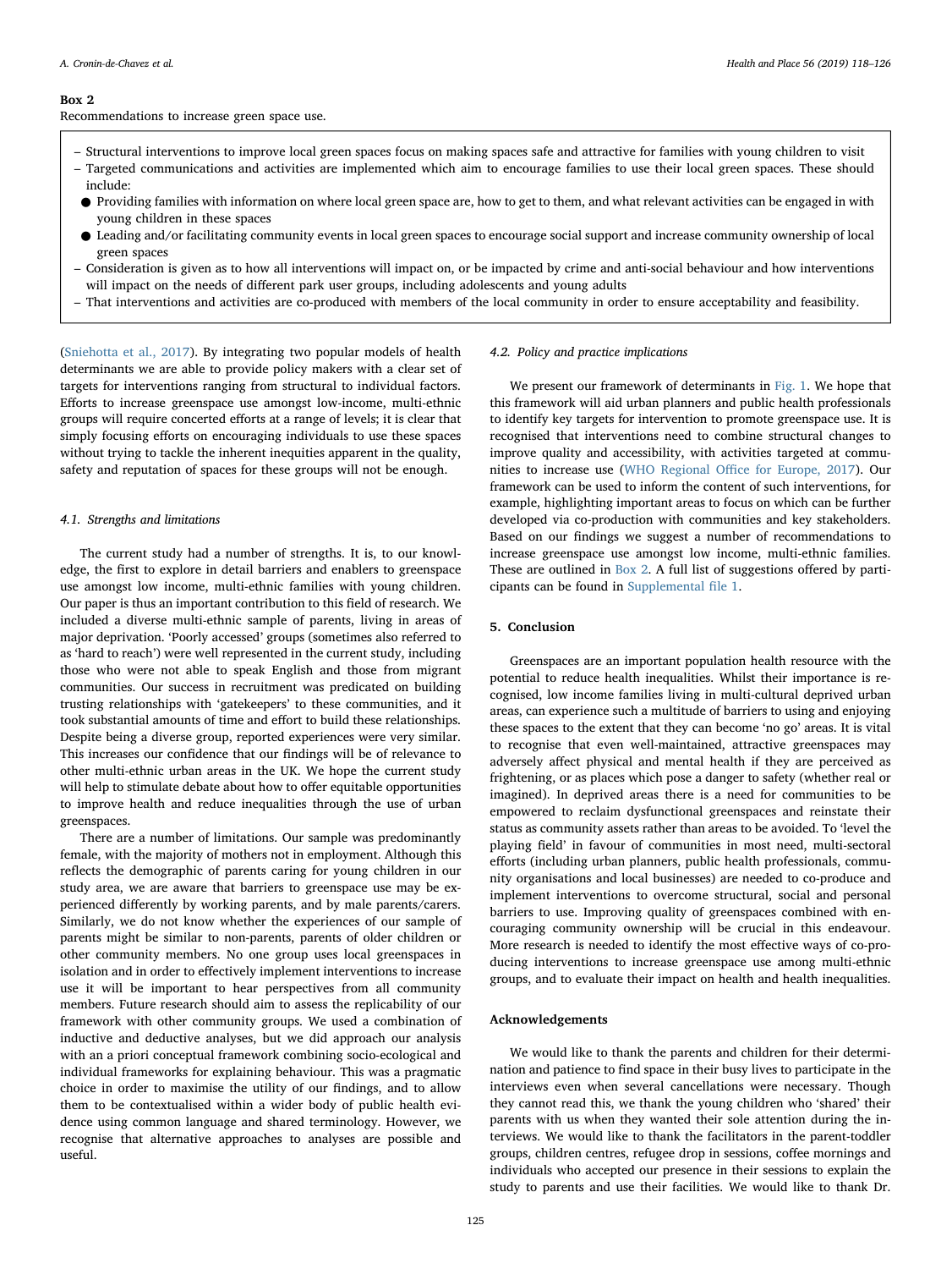**Box 2**
Recommendations to increase green space use.

- Structural interventions to improve local green spaces focus on making spaces safe and attractive for families with young children to visit
- Targeted communications and activities are implemented which aim to encourage families to use their local green spaces. These should include:
  - Providing families with information on where local green space are, how to get to them, and what relevant activities can be engaged in with young children in these spaces
  - Leading and/or facilitating community events in local green spaces to encourage social support and increase community ownership of local green spaces
- Consideration is given as to how all interventions will impact on, or be impacted by crime and anti-social behaviour and how interventions will impact on the needs of different park user groups, including adolescents and young adults
- That interventions and activities are co-produced with members of the local community in order to ensure acceptability and feasibility.

(Sniehotta et al., 2017). By integrating two popular models of health determinants we are able to provide policy makers with a clear set of targets for interventions ranging from structural to individual factors. Efforts to increase greenspace use amongst low-income, multi-ethnic groups will require concerted efforts at a range of levels; it is clear that simply focusing efforts on encouraging individuals to use these spaces without trying to tackle the inherent inequities apparent in the quality, safety and reputation of spaces for these groups will not be enough.

### 4.1. Strengths and limitations

The current study had a number of strengths. It is, to our knowledge, the first to explore in detail barriers and enablers to greenspace use amongst low income, multi-ethnic families with young children. Our paper is thus an important contribution to this field of research. We included a diverse multi-ethnic sample of parents, living in areas of major deprivation. 'Poorly accessed' groups (sometimes also referred to as 'hard to reach') were well represented in the current study, including those who were not able to speak English and those from migrant communities. Our success in recruitment was predicated on building trusting relationships with 'gatekeepers' to these communities, and it took substantial amounts of time and effort to build these relationships. Despite being a diverse group, reported experiences were very similar. This increases our confidence that our findings will be of relevance to other multi-ethnic urban areas in the UK. We hope the current study will help to stimulate debate about how to offer equitable opportunities to improve health and reduce inequalities through the use of urban greenspaces.

There are a number of limitations. Our sample was predominantly female, with the majority of mothers not in employment. Although this reflects the demographic of parents caring for young children in our study area, we are aware that barriers to greenspace use may be experienced differently by working parents, and by male parents/carers. Similarly, we do not know whether the experiences of our sample of parents might be similar to non-parents, parents of older children or other community members. No one group uses local greenspaces in isolation and in order to effectively implement interventions to increase use it will be important to hear perspectives from all community members. Future research should aim to assess the replicability of our framework with other community groups. We used a combination of inductive and deductive analyses, but we did approach our analysis with an a priori conceptual framework combining socio-ecological and individual frameworks for explaining behaviour. This was a pragmatic choice in order to maximise the utility of our findings, and to allow them to be contextualised within a wider body of public health evidence using common language and shared terminology. However, we recognise that alternative approaches to analyses are possible and useful.

### 4.2. Policy and practice implications

We present our framework of determinants in Fig. 1. We hope that this framework will aid urban planners and public health professionals to identify key targets for intervention to promote greenspace use. It is recognised that interventions need to combine structural changes to improve quality and accessibility, with activities targeted at communities to increase use (WHO Regional Office for Europe, 2017). Our framework can be used to inform the content of such interventions, for example, highlighting important areas to focus on which can be further developed via co-production with communities and key stakeholders. Based on our findings we suggest a number of recommendations to increase greenspace use amongst low income, multi-ethnic families. These are outlined in Box 2. A full list of suggestions offered by participants can be found in Supplemental file 1.

## 5. Conclusion

Greenspaces are an important population health resource with the potential to reduce health inequalities. Whilst their importance is recognised, low income families living in multi-cultural deprived urban areas, can experience such a multitude of barriers to using and enjoying these spaces to the extent that they can become 'no go' areas. It is vital to recognise that even well-maintained, attractive greenspaces may adversely affect physical and mental health if they are perceived as frightening, or as places which pose a danger to safety (whether real or imagined). In deprived areas there is a need for communities to be empowered to reclaim dysfunctional greenspaces and reinstate their status as community assets rather than areas to be avoided. To 'level the playing field' in favour of communities in most need, multi-sectoral efforts (including urban planners, public health professionals, community organisations and local businesses) are needed to co-produce and implement interventions to overcome structural, social and personal barriers to use. Improving quality of greenspaces combined with encouraging community ownership will be crucial in this endeavour. More research is needed to identify the most effective ways of co-producing interventions to increase greenspace use among multi-ethnic groups, and to evaluate their impact on health and health inequalities.

## Acknowledgements

We would like to thank the parents and children for their determination and patience to find space in their busy lives to participate in the interviews even when several cancellations were necessary. Though they cannot read this, we thank the young children who 'shared' their parents with us when they wanted their sole attention during the interviews. We would like to thank the facilitators in the parent-toddler groups, children centres, refugee drop in sessions, coffee mornings and individuals who accepted our presence in their sessions to explain the study to parents and use their facilities. We would like to thank Dr.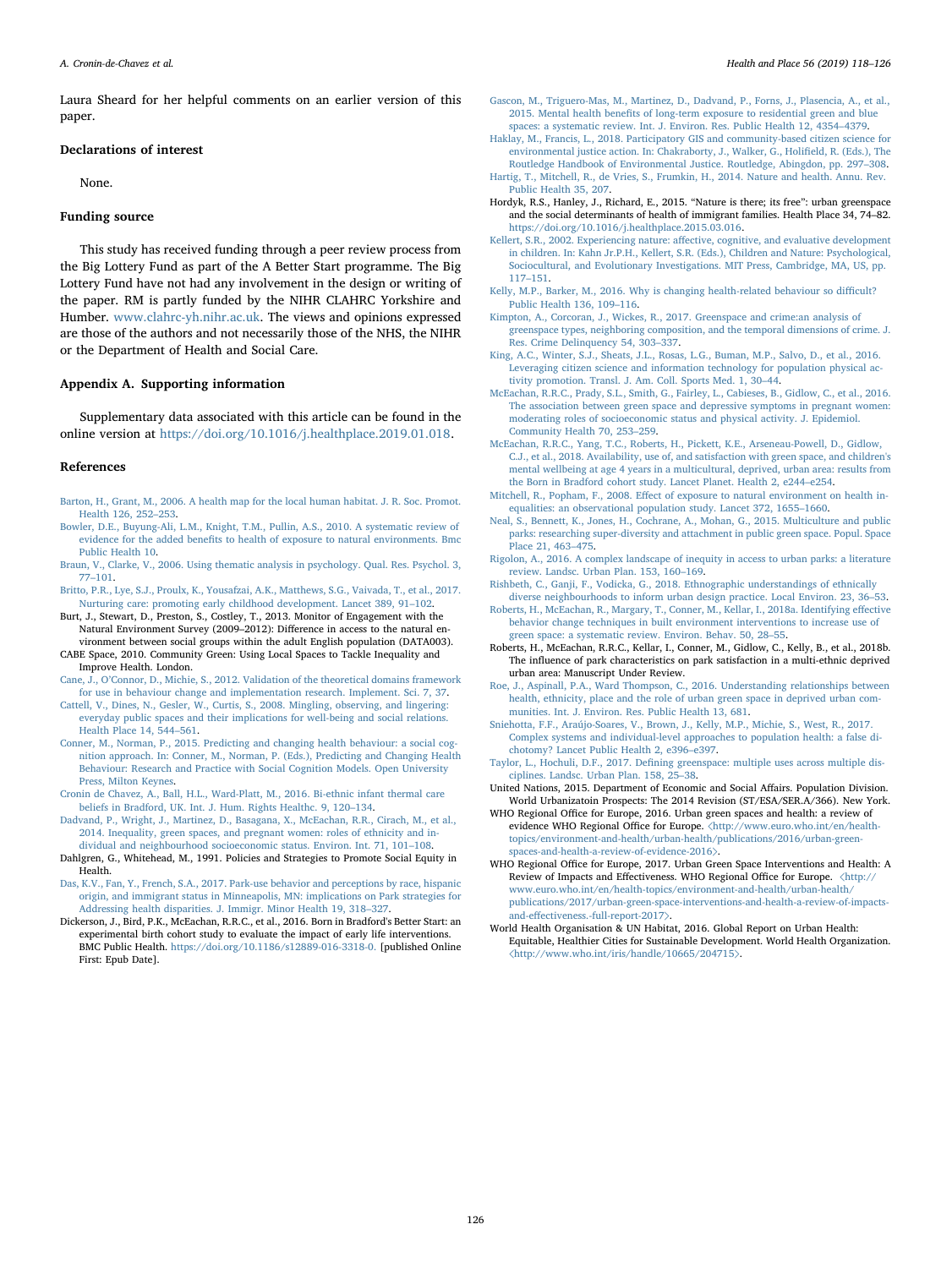Laura Sheard for her helpful comments on an earlier version of this paper.

## Declarations of interest

None.

## Funding source

This study has received funding through a peer review process from the Big Lottery Fund as part of the A Better Start programme. The Big Lottery Fund have not had any involvement in the design or writing of the paper. RM is partly funded by the NIHR CLAHRC Yorkshire and Humber. www.clahrc-yh.nihr.ac.uk. The views and opinions expressed are those of the authors and not necessarily those of the NHS, the NIHR or the Department of Health and Social Care.

## Appendix A. Supporting information

Supplementary data associated with this article can be found in the online version at https://doi.org/10.1016/j.healthplace.2019.01.018.

## References

Barton, H., Grant, M., 2006. A health map for the local human habitat. J. R. Soc. Promot. Health 126, 252–253.

Bowler, D.E., Buyung-Ali, L.M., Knight, T.M., Pullin, A.S., 2010. A systematic review of evidence for the added benefits to health of exposure to natural environments. Bmc Public Health 10.

Braun, V., Clarke, V., 2006. Using thematic analysis in psychology. Qual. Res. Psychol. 3, 77–101.

Britto, P.R., Lye, S.J., Proulx, K., Yousafzai, A.K., Matthews, S.G., Vaivada, T., et al., 2017. Nurturing care: promoting early childhood development. Lancet 389, 91–102.

Burt, J., Stewart, D., Preston, S., Costley, T., 2013. Monitor of Engagement with the Natural Environment Survey (2009–2012): Difference in access to the natural environment between social groups within the adult English population (DATA003).

CABE Space, 2010. Community Green: Using Local Spaces to Tackle Inequality and Improve Health. London.

Cane, J., O'Connor, D., Michie, S., 2012. Validation of the theoretical domains framework for use in behaviour change and implementation research. Implement. Sci. 7, 37.

Cattell, V., Dines, N., Gesler, W., Curtis, S., 2008. Mingling, observing, and lingering: everyday public spaces and their implications for well-being and social relations. Health Place 14, 544–561.

Conner, M., Norman, P., 2015. Predicting and changing health behaviour: a social cognition approach. In: Conner, M., Norman, P. (Eds.), Predicting and Changing Health Behaviour: Research and Practice with Social Cognition Models. Open University Press, Milton Keynes.

Cronin de Chavez, A., Ball, H.L., Ward-Platt, M., 2016. Bi-ethnic infant thermal care beliefs in Bradford, UK. Int. J. Hum. Rights Healthc. 9, 120–134.

Dadvand, P., Wright, J., Martinez, D., Basagana, X., McEachan, R.R., Cirach, M., et al., 2014. Inequality, green spaces, and pregnant women: roles of ethnicity and individual and neighbourhood socioeconomic status. Environ. Int. 71, 101–108.

Dahlgren, G., Whitehead, M., 1991. Policies and Strategies to Promote Social Equity in Health.

Das, K.V., Fan, Y., French, S.A., 2017. Park-use behavior and perceptions by race, hispanic origin, and immigrant status in Minneapolis, MN: implications on Park strategies for Addressing health disparities. J. Immigr. Minor Health 19, 318–327.

Dickerson, J., Bird, P.K., McEachan, R.R.C., et al., 2016. Born in Bradford's Better Start: an experimental birth cohort study to evaluate the impact of early life interventions. BMC Public Health. https://doi.org/10.1186/s12889-016-3318-0. [published Online First: Epub Date].

Gascon, M., Triguero-Mas, M., Martinez, D., Dadvand, P., Forns, J., Plasencia, A., et al., 2015. Mental health benefits of long-term exposure to residential green and blue spaces: a systematic review. Int. J. Environ. Res. Public Health 12, 4354–4379.

Haklay, M., Francis, L., 2018. Participatory GIS and community-based citizen science for environmental justice action. In: Chakraborty, J., Walker, G., Holifield, R. (Eds.), The Routledge Handbook of Environmental Justice. Routledge, Abingdon, pp. 297–308.

Hartig, T., Mitchell, R., de Vries, S., Frumkin, H., 2014. Nature and health. Annu. Rev. Public Health 35, 207.

Hordyk, R.S., Hanley, J., Richard, E., 2015. "Nature is there; its free": urban greenspace and the social determinants of health of immigrant families. Health Place 34, 74–82. https://doi.org/10.1016/j.healthplace.2015.03.016.

Kellert, S.R., 2002. Experiencing nature: affective, cognitive, and evaluative development in children. In: Kahn Jr.P.H., Kellert, S.R. (Eds.), Children and Nature: Psychological, Sociocultural, and Evolutionary Investigations. MIT Press, Cambridge, MA, US, pp. 117–151.

Kelly, M.P., Barker, M., 2016. Why is changing health-related behaviour so difficult? Public Health 136, 109–116.

Kimpton, A., Corcoran, J., Wickes, R., 2017. Greenspace and crime:an analysis of greenspace types, neighboring composition, and the temporal dimensions of crime. J. Res. Crime Delinquency 54, 303–337.

King, A.C., Winter, S.J., Sheats, J.L., Rosas, L.G., Buman, M.P., Salvo, D., et al., 2016. Leveraging citizen science and information technology for population physical activity promotion. Transl. J. Am. Coll. Sports Med. 1, 30–44.

McEachan, R.R.C., Prady, S.L., Smith, G., Fairley, L., Cabieses, B., Gidlow, C., et al., 2016. The association between green space and depressive symptoms in pregnant women: moderating roles of socioeconomic status and physical activity. J. Epidemiol. Community Health 70, 253–259.

McEachan, R.R.C., Yang, T.C., Roberts, H., Pickett, K.E., Arseneau-Powell, D., Gidlow, C.J., et al., 2018. Availability, use of, and satisfaction with green space, and children's mental wellbeing at age 4 years in a multicultural, deprived, urban area: results from the Born in Bradford cohort study. Lancet Planet. Health 2, e244–e254.

Mitchell, R., Popham, F., 2008. Effect of exposure to natural environment on health inequalities: an observational population study. Lancet 372, 1655–1660.

Neal, S., Bennett, K., Jones, H., Cochrane, A., Mohan, G., 2015. Multiculture and public parks: researching super-diversity and attachment in public green space. Popul. Space Place 21, 463–475.

Rigolon, A., 2016. A complex landscape of inequity in access to urban parks: a literature review. Landsc. Urban Plan. 153, 160–169.

Rishbeth, C., Ganji, F., Vodicka, G., 2018. Ethnographic understandings of ethnically diverse neighbourhoods to inform urban design practice. Local Environ. 23, 36–53.

Roberts, H., McEachan, R., Margary, T., Conner, M., Kellar, I., 2018a. Identifying effective behavior change techniques in built environment interventions to increase use of green space: a systematic review. Environ. Behav. 50, 28–55.

Roberts, H., McEachan, R.R.C., Kellar, I., Conner, M., Gidlow, C., Kelly, B., et al., 2018b. The influence of park characteristics on park satisfaction in a multi-ethnic deprived urban area: Manuscript Under Review.

Roe, J., Aspinall, P.A., Ward Thompson, C., 2016. Understanding relationships between health, ethnicity, place and the role of urban green space in deprived urban communities. Int. J. Environ. Res. Public Health 13, 681.

Sniehotta, F.F., Araújo-Soares, V., Brown, J., Kelly, M.P., Michie, S., West, R., 2017. Complex systems and individual-level approaches to population health: a false dichotomy? Lancet Public Health 2, e396–e397.

Taylor, L., Hochuli, D.F., 2017. Defining greenspace: multiple uses across multiple disciplines. Landsc. Urban Plan. 158, 25–38.

United Nations, 2015. Department of Economic and Social Affairs. Population Division. World Urbanizatoin Prospects: The 2014 Revision (ST/ESA/SER.A/366). New York.

WHO Regional Office for Europe, 2016. Urban green spaces and health: a review of evidence WHO Regional Office for Europe. ⟨http://www.euro.who.int/en/health-topics/environment-and-health/urban-health/publications/2016/urban-green-spaces-and-health-a-review-of-evidence-2016⟩.

WHO Regional Office for Europe, 2017. Urban Green Space Interventions and Health: A Review of Impacts and Effectiveness. WHO Regional Office for Europe. ⟨http://www.euro.who.int/en/health-topics/environment-and-health/urban-health/publications/2017/urban-green-space-interventions-and-health-a-review-of-impacts-and-effectiveness.-full-report-2017⟩.

World Health Organisation & UN Habitat, 2016. Global Report on Urban Health: Equitable, Healthier Cities for Sustainable Development. World Health Organization. ⟨http://www.who.int/iris/handle/10665/204715⟩.